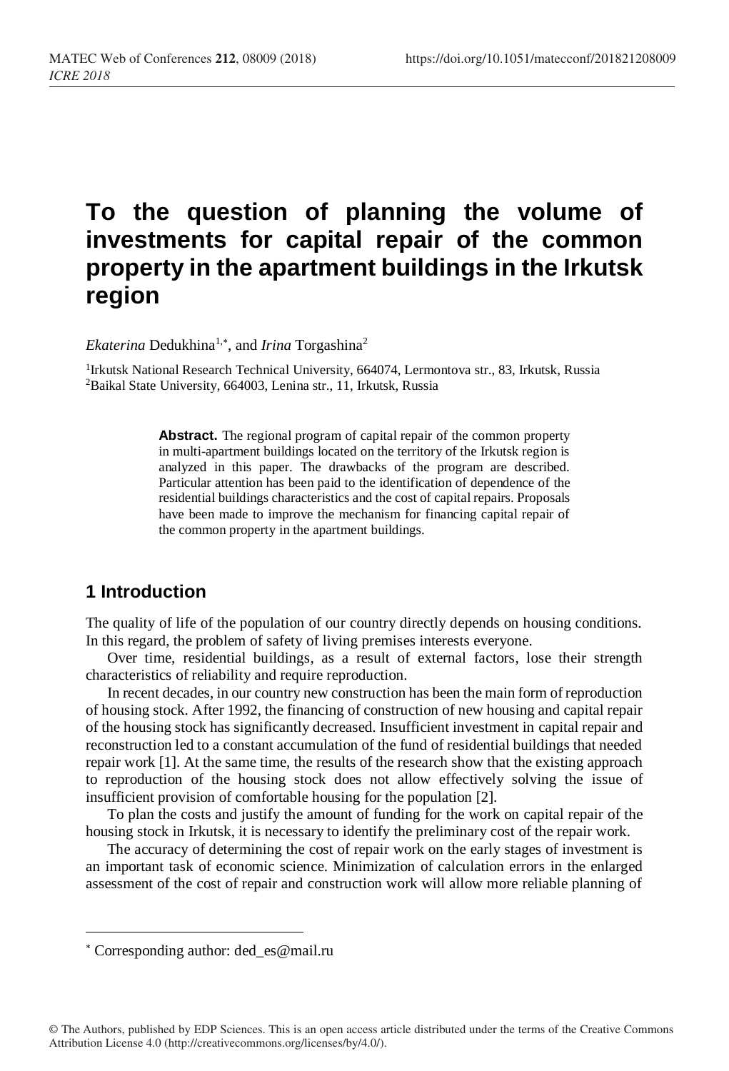# To the question of planning the volume of investments for capital repair of the common property in the apartment buildings in the Irkutsk region

*Ekaterina* Dedukhina[1,*], and *Irina* Torgashina[2]

[1]Irkutsk National Research Technical University, 664074, Lermontova str., 83, Irkutsk, Russia
[2]Baikal State University, 664003, Lenina str., 11, Irkutsk, Russia

**Abstract.** The regional program of capital repair of the common property in multi-apartment buildings located on the territory of the Irkutsk region is analyzed in this paper. The drawbacks of the program are described. Particular attention has been paid to the identification of dependence of the residential buildings characteristics and the cost of capital repairs. Proposals have been made to improve the mechanism for financing capital repair of the common property in the apartment buildings.

## 1 Introduction

The quality of life of the population of our country directly depends on housing conditions. In this regard, the problem of safety of living premises interests everyone.

Over time, residential buildings, as a result of external factors, lose their strength characteristics of reliability and require reproduction.

In recent decades, in our country new construction has been the main form of reproduction of housing stock. After 1992, the financing of construction of new housing and capital repair of the housing stock has significantly decreased. Insufficient investment in capital repair and reconstruction led to a constant accumulation of the fund of residential buildings that needed repair work [1]. At the same time, the results of the research show that the existing approach to reproduction of the housing stock does not allow effectively solving the issue of insufficient provision of comfortable housing for the population [2].

To plan the costs and justify the amount of funding for the work on capital repair of the housing stock in Irkutsk, it is necessary to identify the preliminary cost of the repair work.

The accuracy of determining the cost of repair work on the early stages of investment is an important task of economic science. Minimization of calculation errors in the enlarged assessment of the cost of repair and construction work will allow more reliable planning of

---

[*] Corresponding author: ded_es@mail.ru

© The Authors, published by EDP Sciences. This is an open access article distributed under the terms of the Creative Commons Attribution License 4.0 (http://creativecommons.org/licenses/by/4.0/).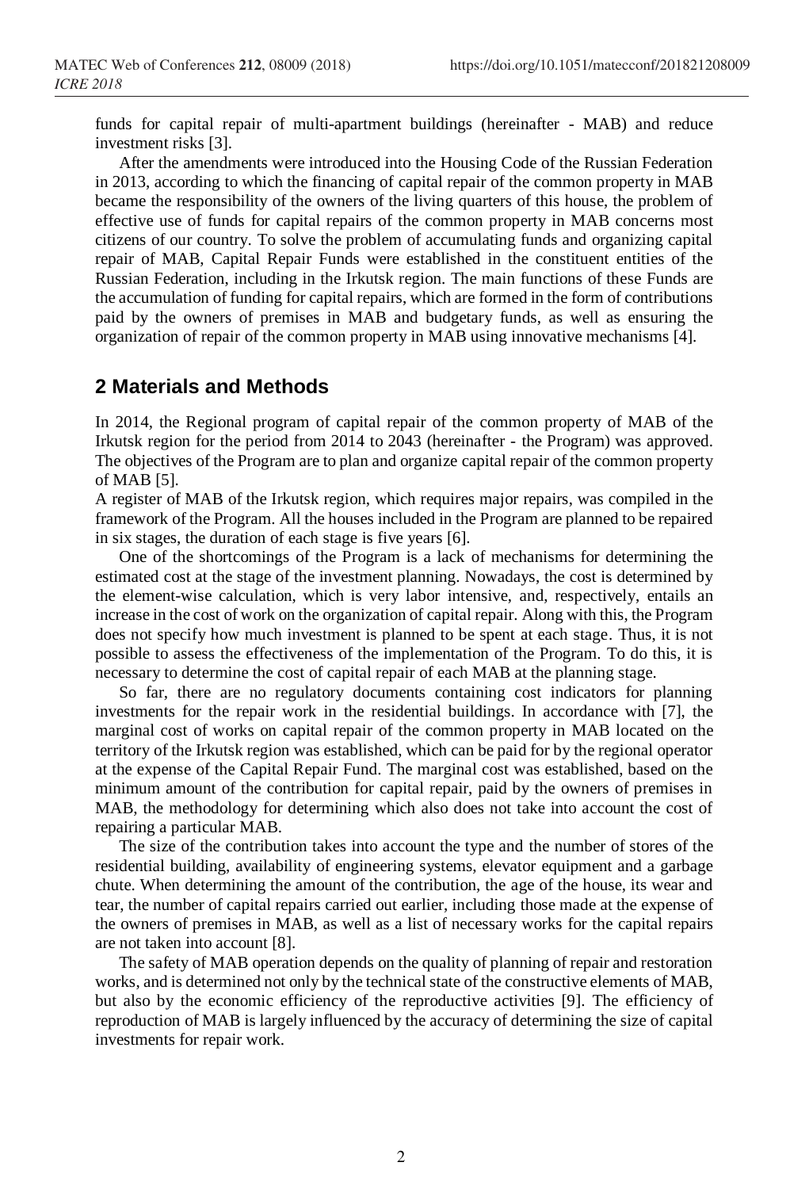funds for capital repair of multi-apartment buildings (hereinafter - MAB) and reduce investment risks [3].

After the amendments were introduced into the Housing Code of the Russian Federation in 2013, according to which the financing of capital repair of the common property in MAB became the responsibility of the owners of the living quarters of this house, the problem of effective use of funds for capital repairs of the common property in MAB concerns most citizens of our country. To solve the problem of accumulating funds and organizing capital repair of MAB, Capital Repair Funds were established in the constituent entities of the Russian Federation, including in the Irkutsk region. The main functions of these Funds are the accumulation of funding for capital repairs, which are formed in the form of contributions paid by the owners of premises in MAB and budgetary funds, as well as ensuring the organization of repair of the common property in MAB using innovative mechanisms [4].

## 2 Materials and Methods

In 2014, the Regional program of capital repair of the common property of MAB of the Irkutsk region for the period from 2014 to 2043 (hereinafter - the Program) was approved. The objectives of the Program are to plan and organize capital repair of the common property of MAB [5].

A register of MAB of the Irkutsk region, which requires major repairs, was compiled in the framework of the Program. All the houses included in the Program are planned to be repaired in six stages, the duration of each stage is five years [6].

One of the shortcomings of the Program is a lack of mechanisms for determining the estimated cost at the stage of the investment planning. Nowadays, the cost is determined by the element-wise calculation, which is very labor intensive, and, respectively, entails an increase in the cost of work on the organization of capital repair. Along with this, the Program does not specify how much investment is planned to be spent at each stage. Thus, it is not possible to assess the effectiveness of the implementation of the Program. To do this, it is necessary to determine the cost of capital repair of each MAB at the planning stage.

So far, there are no regulatory documents containing cost indicators for planning investments for the repair work in the residential buildings. In accordance with [7], the marginal cost of works on capital repair of the common property in MAB located on the territory of the Irkutsk region was established, which can be paid for by the regional operator at the expense of the Capital Repair Fund. The marginal cost was established, based on the minimum amount of the contribution for capital repair, paid by the owners of premises in MAB, the methodology for determining which also does not take into account the cost of repairing a particular MAB.

The size of the contribution takes into account the type and the number of stores of the residential building, availability of engineering systems, elevator equipment and a garbage chute. When determining the amount of the contribution, the age of the house, its wear and tear, the number of capital repairs carried out earlier, including those made at the expense of the owners of premises in MAB, as well as a list of necessary works for the capital repairs are not taken into account [8].

The safety of MAB operation depends on the quality of planning of repair and restoration works, and is determined not only by the technical state of the constructive elements of MAB, but also by the economic efficiency of the reproductive activities [9]. The efficiency of reproduction of MAB is largely influenced by the accuracy of determining the size of capital investments for repair work.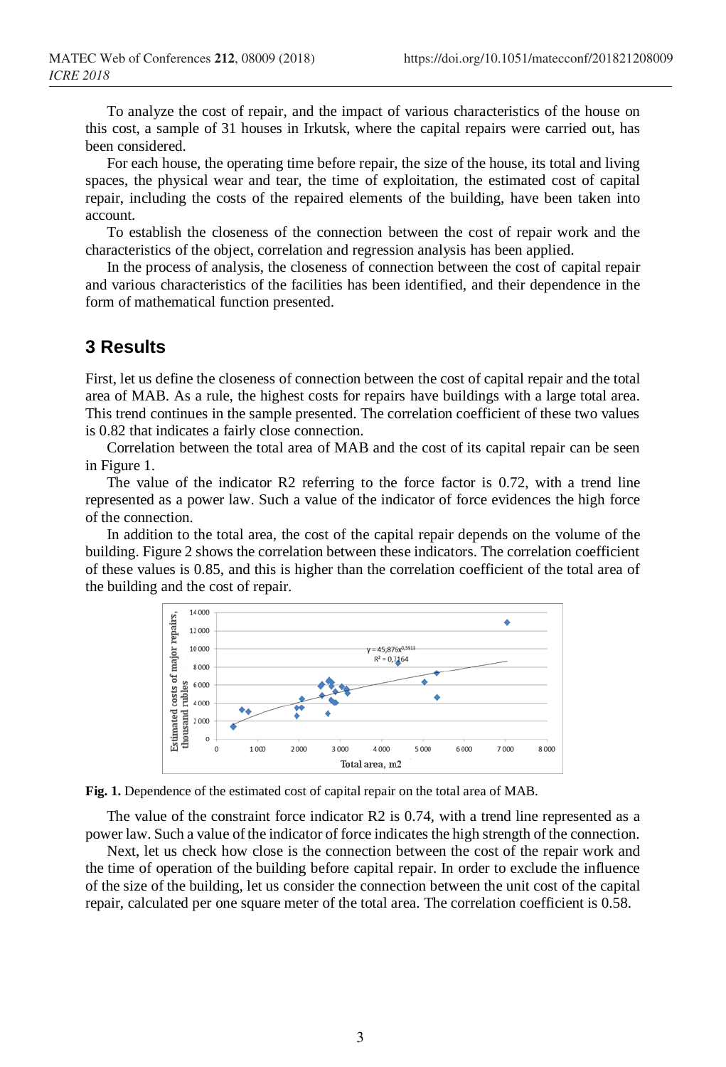To analyze the cost of repair, and the impact of various characteristics of the house on this cost, a sample of 31 houses in Irkutsk, where the capital repairs were carried out, has been considered.

For each house, the operating time before repair, the size of the house, its total and living spaces, the physical wear and tear, the time of exploitation, the estimated cost of capital repair, including the costs of the repaired elements of the building, have been taken into account.

To establish the closeness of the connection between the cost of repair work and the characteristics of the object, correlation and regression analysis has been applied.

In the process of analysis, the closeness of connection between the cost of capital repair and various characteristics of the facilities has been identified, and their dependence in the form of mathematical function presented.

## 3 Results

First, let us define the closeness of connection between the cost of capital repair and the total area of MAB. As a rule, the highest costs for repairs have buildings with a large total area. This trend continues in the sample presented. The correlation coefficient of these two values is 0.82 that indicates a fairly close connection.

Correlation between the total area of MAB and the cost of its capital repair can be seen in Figure 1.

The value of the indicator R2 referring to the force factor is 0.72, with a trend line represented as a power law. Such a value of the indicator of force evidences the high force of the connection.

In addition to the total area, the cost of the capital repair depends on the volume of the building. Figure 2 shows the correlation between these indicators. The correlation coefficient of these values is 0.85, and this is higher than the correlation coefficient of the total area of the building and the cost of repair.

**Fig. 1.** Dependence of the estimated cost of capital repair on the total area of MAB.

The value of the constraint force indicator R2 is 0.74, with a trend line represented as a power law. Such a value of the indicator of force indicates the high strength of the connection.

Next, let us check how close is the connection between the cost of the repair work and the time of operation of the building before capital repair. In order to exclude the influence of the size of the building, let us consider the connection between the unit cost of the capital repair, calculated per one square meter of the total area. The correlation coefficient is 0.58.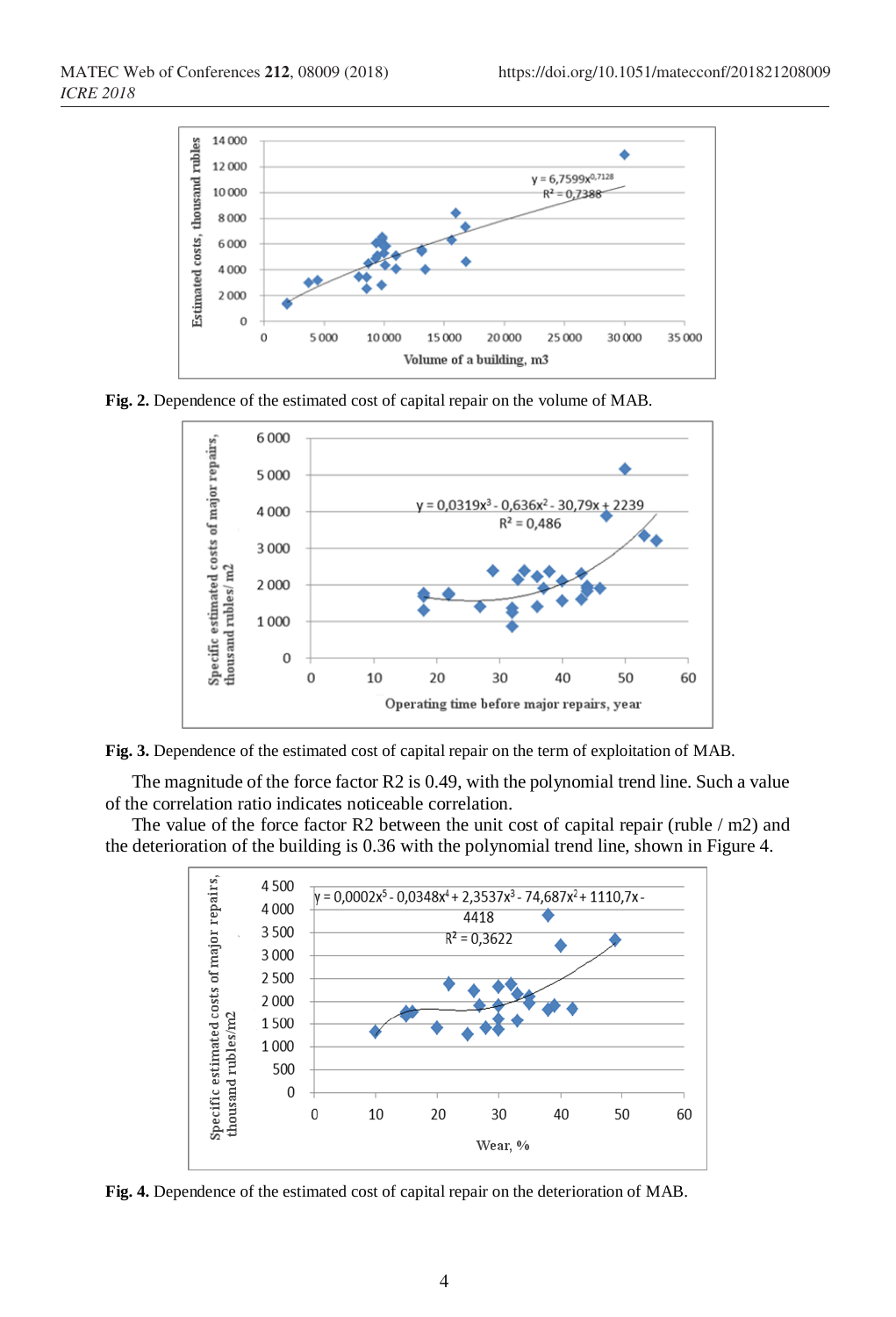**Fig. 2.** Dependence of the estimated cost of capital repair on the volume of MAB.

**Fig. 3.** Dependence of the estimated cost of capital repair on the term of exploitation of MAB.

The magnitude of the force factor R2 is 0.49, with the polynomial trend line. Such a value of the correlation ratio indicates noticeable correlation.

The value of the force factor R2 between the unit cost of capital repair (ruble / m2) and the deterioration of the building is 0.36 with the polynomial trend line, shown in Figure 4.

**Fig. 4.** Dependence of the estimated cost of capital repair on the deterioration of MAB.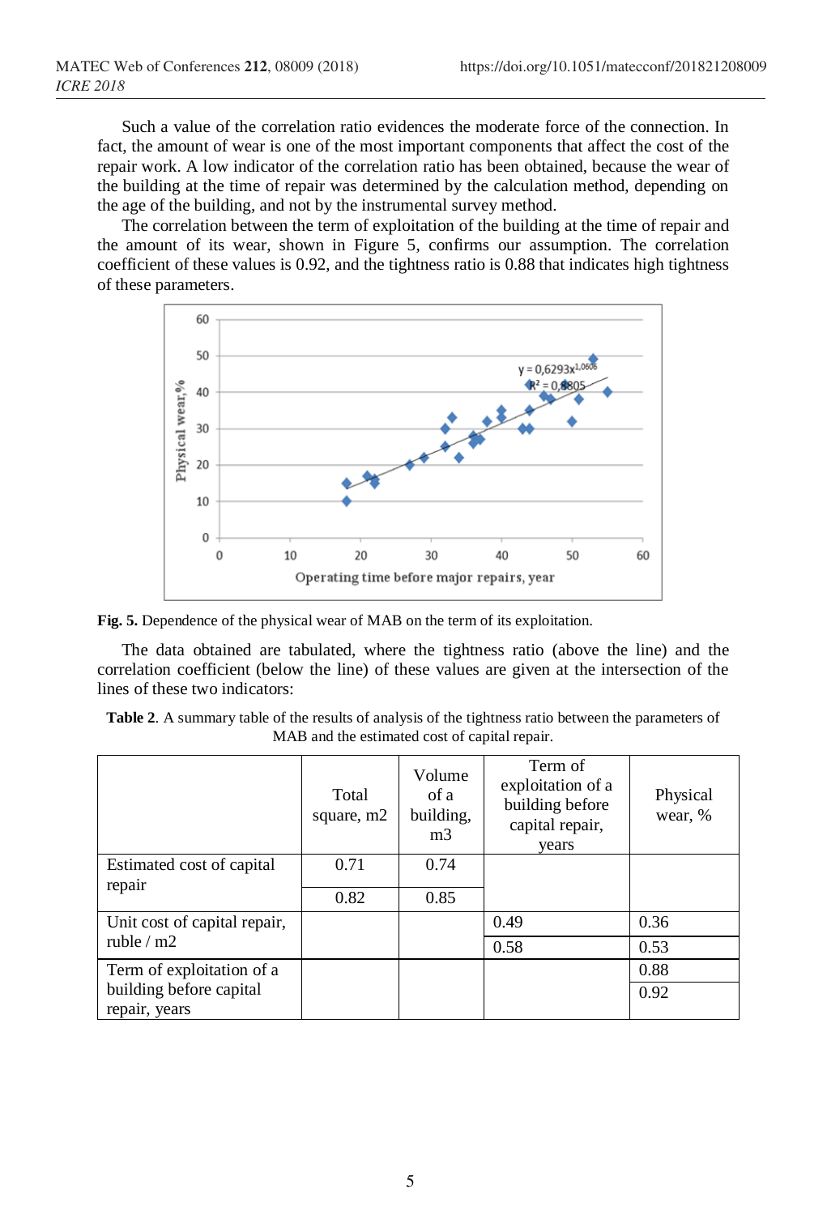Such a value of the correlation ratio evidences the moderate force of the connection. In fact, the amount of wear is one of the most important components that affect the cost of the repair work. A low indicator of the correlation ratio has been obtained, because the wear of the building at the time of repair was determined by the calculation method, depending on the age of the building, and not by the instrumental survey method.

The correlation between the term of exploitation of the building at the time of repair and the amount of its wear, shown in Figure 5, confirms our assumption. The correlation coefficient of these values is 0.92, and the tightness ratio is 0.88 that indicates high tightness of these parameters.

**Fig. 5.** Dependence of the physical wear of MAB on the term of its exploitation.

The data obtained are tabulated, where the tightness ratio (above the line) and the correlation coefficient (below the line) of these values are given at the intersection of the lines of these two indicators:

**Table 2**. A summary table of the results of analysis of the tightness ratio between the parameters of MAB and the estimated cost of capital repair.

| | Total square, m2 | Volume of a building, m3 | Term of exploitation of a building before capital repair, years | Physical wear, % |
|---|---|---|---|---|
| Estimated cost of capital repair | 0.71 | 0.74 | | |
| | 0.82 | 0.85 | | |
| Unit cost of capital repair, ruble / m2 | | | 0.49 | 0.36 |
| | | | 0.58 | 0.53 |
| Term of exploitation of a building before capital repair, years | | | | 0.88 |
| | | | | 0.92 |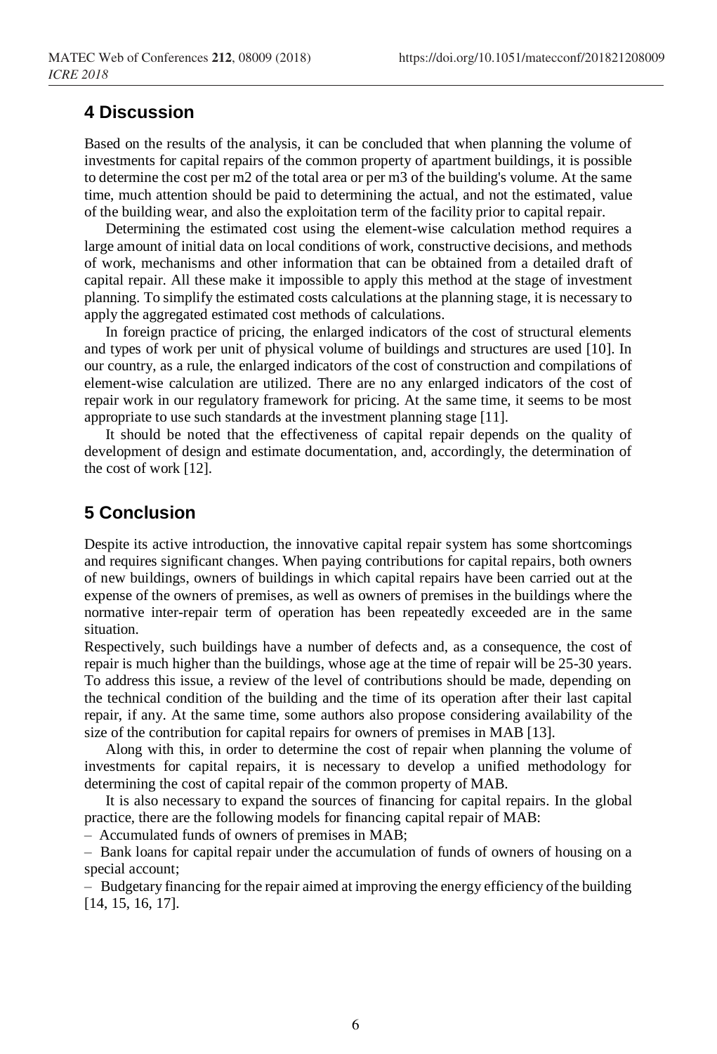## 4 Discussion

Based on the results of the analysis, it can be concluded that when planning the volume of investments for capital repairs of the common property of apartment buildings, it is possible to determine the cost per m2 of the total area or per m3 of the building's volume. At the same time, much attention should be paid to determining the actual, and not the estimated, value of the building wear, and also the exploitation term of the facility prior to capital repair.

Determining the estimated cost using the element-wise calculation method requires a large amount of initial data on local conditions of work, constructive decisions, and methods of work, mechanisms and other information that can be obtained from a detailed draft of capital repair. All these make it impossible to apply this method at the stage of investment planning. To simplify the estimated costs calculations at the planning stage, it is necessary to apply the aggregated estimated cost methods of calculations.

In foreign practice of pricing, the enlarged indicators of the cost of structural elements and types of work per unit of physical volume of buildings and structures are used [10]. In our country, as a rule, the enlarged indicators of the cost of construction and compilations of element-wise calculation are utilized. There are no any enlarged indicators of the cost of repair work in our regulatory framework for pricing. At the same time, it seems to be most appropriate to use such standards at the investment planning stage [11].

It should be noted that the effectiveness of capital repair depends on the quality of development of design and estimate documentation, and, accordingly, the determination of the cost of work [12].

## 5 Conclusion

Despite its active introduction, the innovative capital repair system has some shortcomings and requires significant changes. When paying contributions for capital repairs, both owners of new buildings, owners of buildings in which capital repairs have been carried out at the expense of the owners of premises, as well as owners of premises in the buildings where the normative inter-repair term of operation has been repeatedly exceeded are in the same situation.

Respectively, such buildings have a number of defects and, as a consequence, the cost of repair is much higher than the buildings, whose age at the time of repair will be 25-30 years. To address this issue, a review of the level of contributions should be made, depending on the technical condition of the building and the time of its operation after their last capital repair, if any. At the same time, some authors also propose considering availability of the size of the contribution for capital repairs for owners of premises in MAB [13].

Along with this, in order to determine the cost of repair when planning the volume of investments for capital repairs, it is necessary to develop a unified methodology for determining the cost of capital repair of the common property of MAB.

It is also necessary to expand the sources of financing for capital repairs. In the global practice, there are the following models for financing capital repair of MAB:

– Accumulated funds of owners of premises in MAB;

– Bank loans for capital repair under the accumulation of funds of owners of housing on a special account;

– Budgetary financing for the repair aimed at improving the energy efficiency of the building [14, 15, 16, 17].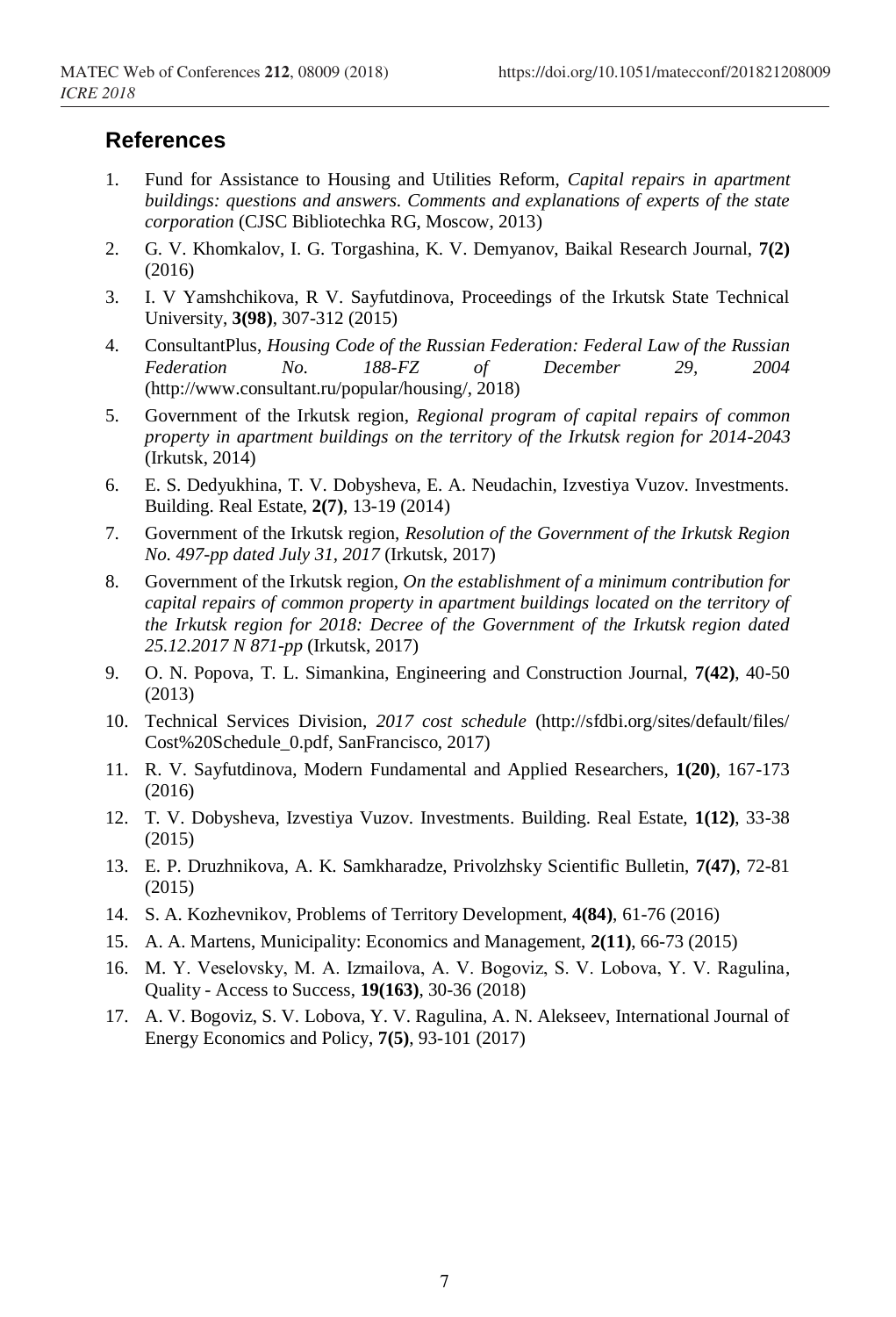## References

1. Fund for Assistance to Housing and Utilities Reform, *Capital repairs in apartment buildings: questions and answers. Comments and explanations of experts of the state corporation* (CJSC Bibliotechka RG, Moscow, 2013)
2. G. V. Khomkalov, I. G. Torgashina, K. V. Demyanov, Baikal Research Journal, **7(2)** (2016)
3. I. V Yamshchikova, R V. Sayfutdinova, Proceedings of the Irkutsk State Technical University, **3(98)**, 307-312 (2015)
4. ConsultantPlus, *Housing Code of the Russian Federation: Federal Law of the Russian Federation No. 188-FZ of December 29, 2004* (http://www.consultant.ru/popular/housing/, 2018)
5. Government of the Irkutsk region, *Regional program of capital repairs of common property in apartment buildings on the territory of the Irkutsk region for 2014-2043* (Irkutsk, 2014)
6. E. S. Dedyukhina, T. V. Dobysheva, E. A. Neudachin, Izvestiya Vuzov. Investments. Building. Real Estate, **2(7)**, 13-19 (2014)
7. Government of the Irkutsk region, *Resolution of the Government of the Irkutsk Region No. 497-pp dated July 31, 2017* (Irkutsk, 2017)
8. Government of the Irkutsk region, *On the establishment of a minimum contribution for capital repairs of common property in apartment buildings located on the territory of the Irkutsk region for 2018: Decree of the Government of the Irkutsk region dated 25.12.2017 N 871-pp* (Irkutsk, 2017)
9. O. N. Popova, T. L. Simankina, Engineering and Construction Journal, **7(42)**, 40-50 (2013)
10. Technical Services Division, *2017 cost schedule* (http://sfdbi.org/sites/default/files/Cost%20Schedule_0.pdf, SanFrancisco, 2017)
11. R. V. Sayfutdinova, Modern Fundamental and Applied Researchers, **1(20)**, 167-173 (2016)
12. T. V. Dobysheva, Izvestiya Vuzov. Investments. Building. Real Estate, **1(12)**, 33-38 (2015)
13. E. P. Druzhnikova, A. K. Samkharadze, Privolzhsky Scientific Bulletin, **7(47)**, 72-81 (2015)
14. S. A. Kozhevnikov, Problems of Territory Development, **4(84)**, 61-76 (2016)
15. A. A. Martens, Municipality: Economics and Management, **2(11)**, 66-73 (2015)
16. M. Y. Veselovsky, M. A. Izmailova, A. V. Bogoviz, S. V. Lobova, Y. V. Ragulina, Quality - Access to Success, **19(163)**, 30-36 (2018)
17. A. V. Bogoviz, S. V. Lobova, Y. V. Ragulina, A. N. Alekseev, International Journal of Energy Economics and Policy, **7(5)**, 93-101 (2017)